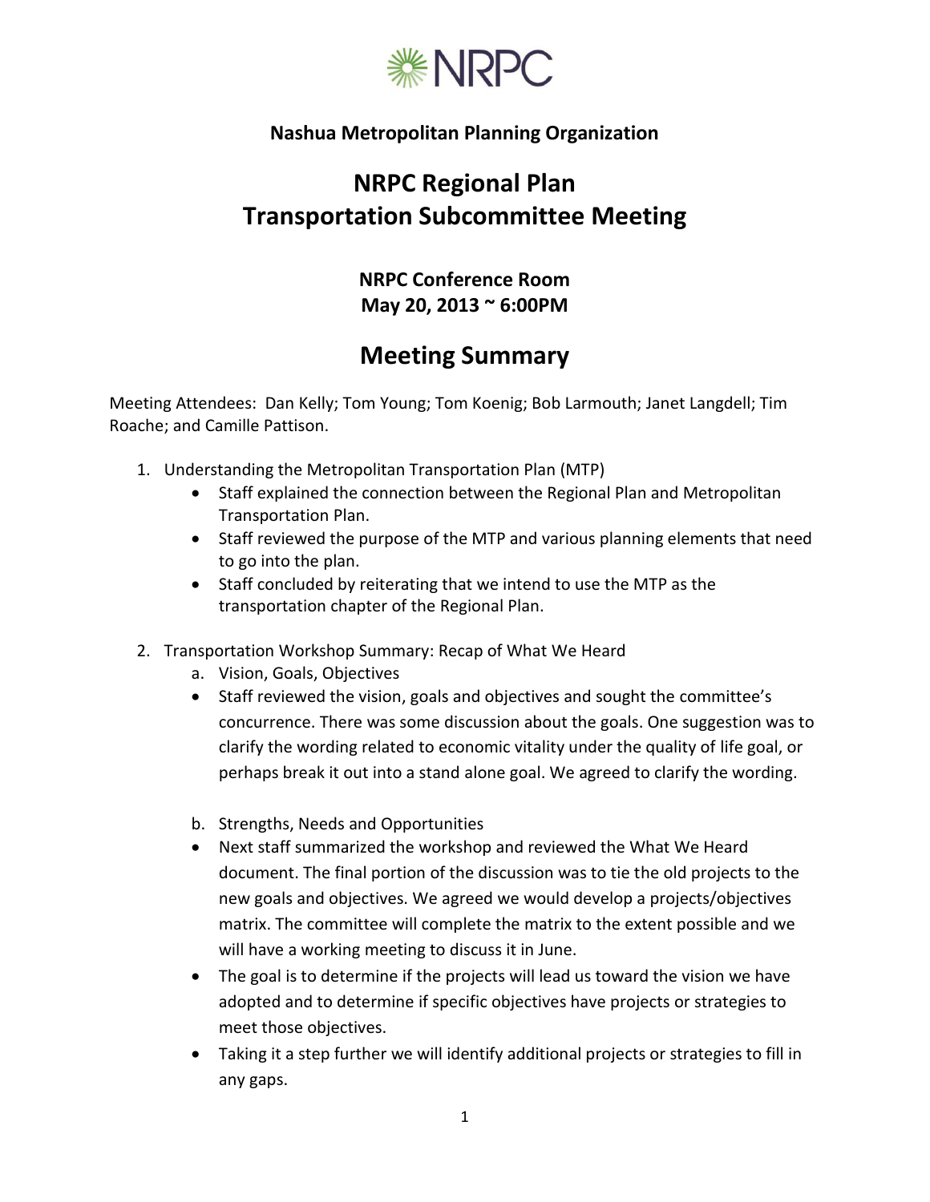NRPC

**Nashua Metropolitan Planning Organization**

# NRPC Regional Plan
# Transportation Subcommittee Meeting

**NRPC Conference Room**
**May 20, 2013 ~ 6:00PM**

## Meeting Summary

Meeting Attendees: Dan Kelly; Tom Young; Tom Koenig; Bob Larmouth; Janet Langdell; Tim Roache; and Camille Pattison.

1. Understanding the Metropolitan Transportation Plan (MTP)
   - Staff explained the connection between the Regional Plan and Metropolitan Transportation Plan.
   - Staff reviewed the purpose of the MTP and various planning elements that need to go into the plan.
   - Staff concluded by reiterating that we intend to use the MTP as the transportation chapter of the Regional Plan.

2. Transportation Workshop Summary: Recap of What We Heard
   a. Vision, Goals, Objectives
   - Staff reviewed the vision, goals and objectives and sought the committee's concurrence. There was some discussion about the goals. One suggestion was to clarify the wording related to economic vitality under the quality of life goal, or perhaps break it out into a stand alone goal. We agreed to clarify the wording.

   b. Strengths, Needs and Opportunities
   - Next staff summarized the workshop and reviewed the What We Heard document. The final portion of the discussion was to tie the old projects to the new goals and objectives. We agreed we would develop a projects/objectives matrix. The committee will complete the matrix to the extent possible and we will have a working meeting to discuss it in June.
   - The goal is to determine if the projects will lead us toward the vision we have adopted and to determine if specific objectives have projects or strategies to meet those objectives.
   - Taking it a step further we will identify additional projects or strategies to fill in any gaps.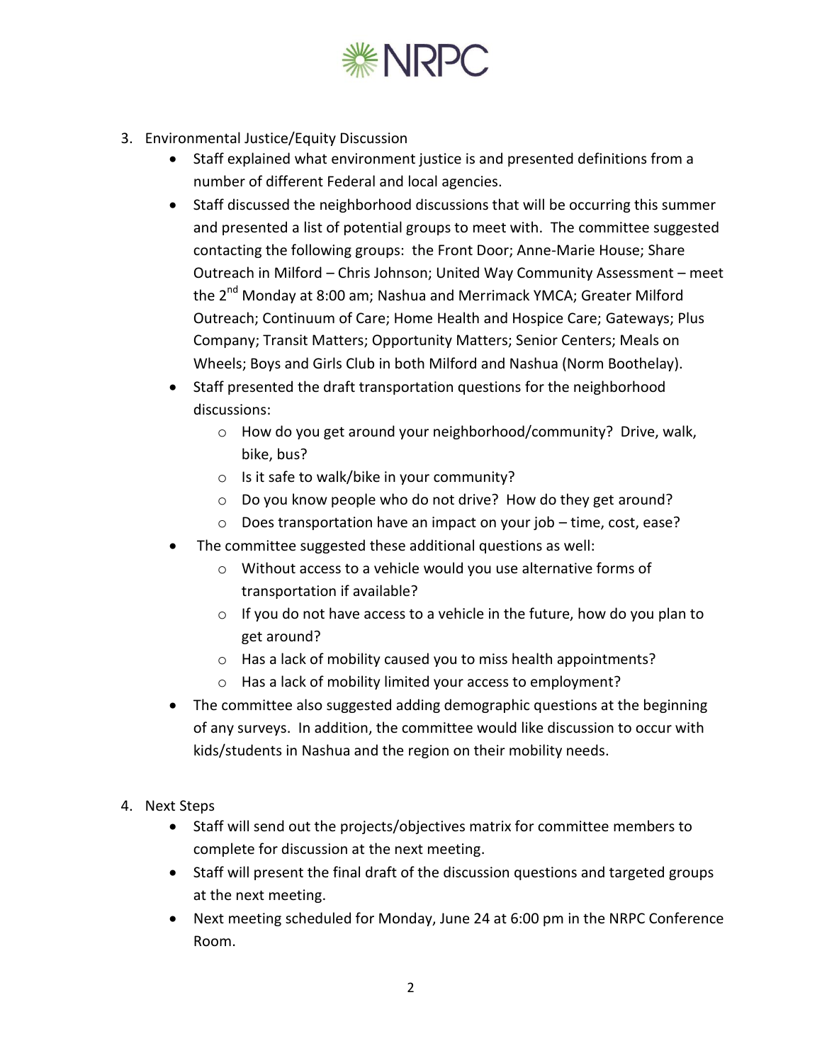3. Environmental Justice/Equity Discussion
   - Staff explained what environment justice is and presented definitions from a number of different Federal and local agencies.
   - Staff discussed the neighborhood discussions that will be occurring this summer and presented a list of potential groups to meet with. The committee suggested contacting the following groups: the Front Door; Anne-Marie House; Share Outreach in Milford – Chris Johnson; United Way Community Assessment – meet the 2nd Monday at 8:00 am; Nashua and Merrimack YMCA; Greater Milford Outreach; Continuum of Care; Home Health and Hospice Care; Gateways; Plus Company; Transit Matters; Opportunity Matters; Senior Centers; Meals on Wheels; Boys and Girls Club in both Milford and Nashua (Norm Boothelay).
   - Staff presented the draft transportation questions for the neighborhood discussions:
     - How do you get around your neighborhood/community? Drive, walk, bike, bus?
     - Is it safe to walk/bike in your community?
     - Do you know people who do not drive? How do they get around?
     - Does transportation have an impact on your job – time, cost, ease?
   - The committee suggested these additional questions as well:
     - Without access to a vehicle would you use alternative forms of transportation if available?
     - If you do not have access to a vehicle in the future, how do you plan to get around?
     - Has a lack of mobility caused you to miss health appointments?
     - Has a lack of mobility limited your access to employment?
   - The committee also suggested adding demographic questions at the beginning of any surveys. In addition, the committee would like discussion to occur with kids/students in Nashua and the region on their mobility needs.

4. Next Steps
   - Staff will send out the projects/objectives matrix for committee members to complete for discussion at the next meeting.
   - Staff will present the final draft of the discussion questions and targeted groups at the next meeting.
   - Next meeting scheduled for Monday, June 24 at 6:00 pm in the NRPC Conference Room.